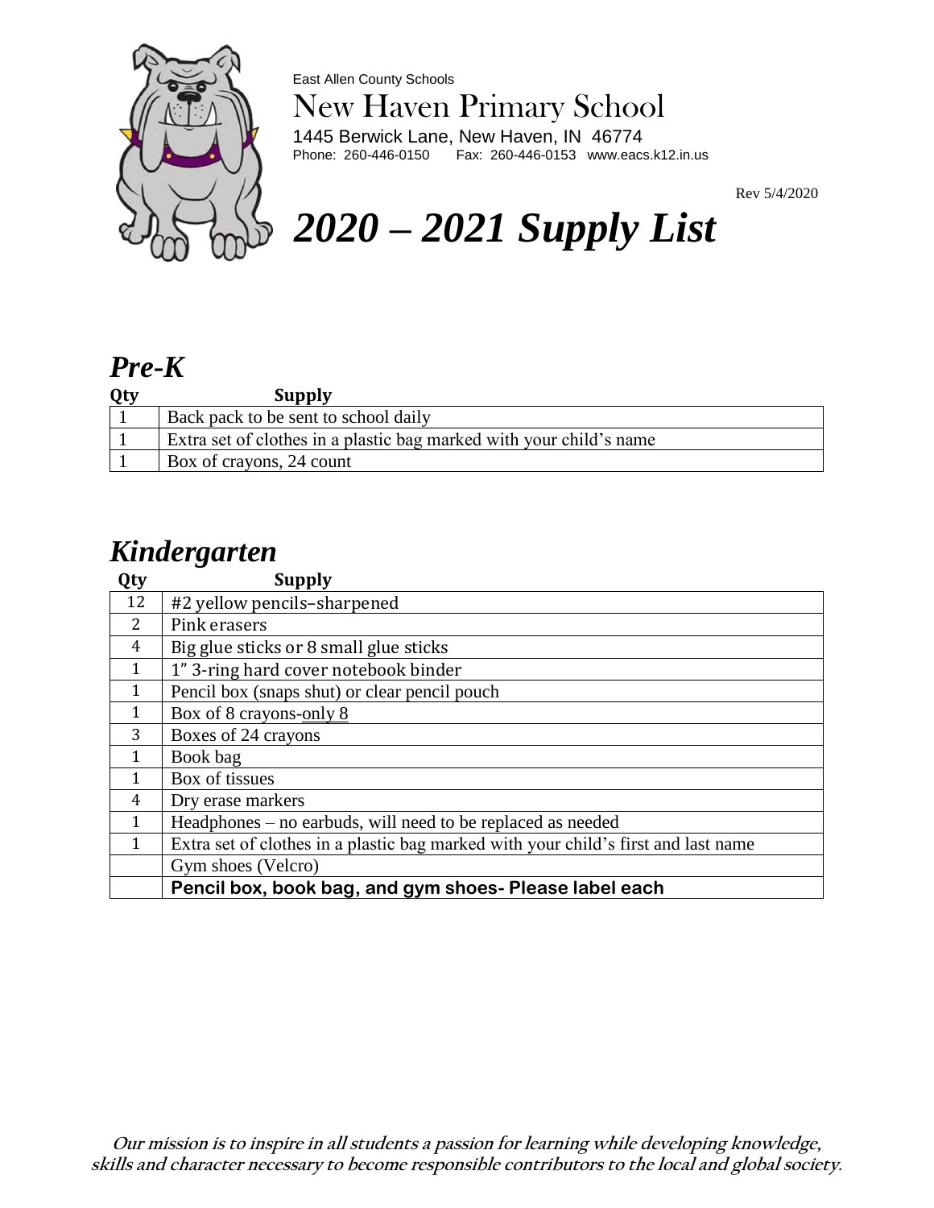East Allen County Schools

# New Haven Primary School

1445 Berwick Lane, New Haven, IN 46774
Phone: 260-446-0150 Fax: 260-446-0153 www.eacs.k12.in.us

Rev 5/4/2020

# *2020 – 2021 Supply List*

## *Pre-K*

| Qty | Supply |
|---|---|
| 1 | Back pack to be sent to school daily |
| 1 | Extra set of clothes in a plastic bag marked with your child's name |
| 1 | Box of crayons, 24 count |

## *Kindergarten*

| Qty | Supply |
|---|---|
| 12 | #2 yellow pencils–sharpened |
| 2 | Pink erasers |
| 4 | Big glue sticks or 8 small glue sticks |
| 1 | 1" 3-ring hard cover notebook binder |
| 1 | Pencil box (snaps shut) or clear pencil pouch |
| 1 | Box of 8 crayons-only 8 |
| 3 | Boxes of 24 crayons |
| 1 | Book bag |
| 1 | Box of tissues |
| 4 | Dry erase markers |
| 1 | Headphones – no earbuds, will need to be replaced as needed |
| 1 | Extra set of clothes in a plastic bag marked with your child's first and last name |
| | Gym shoes (Velcro) |
| | **Pencil box, book bag, and gym shoes- Please label each** |

**Our mission is to inspire in all students a passion for learning while developing knowledge, skills and character necessary to become responsible contributors to the local and global society.**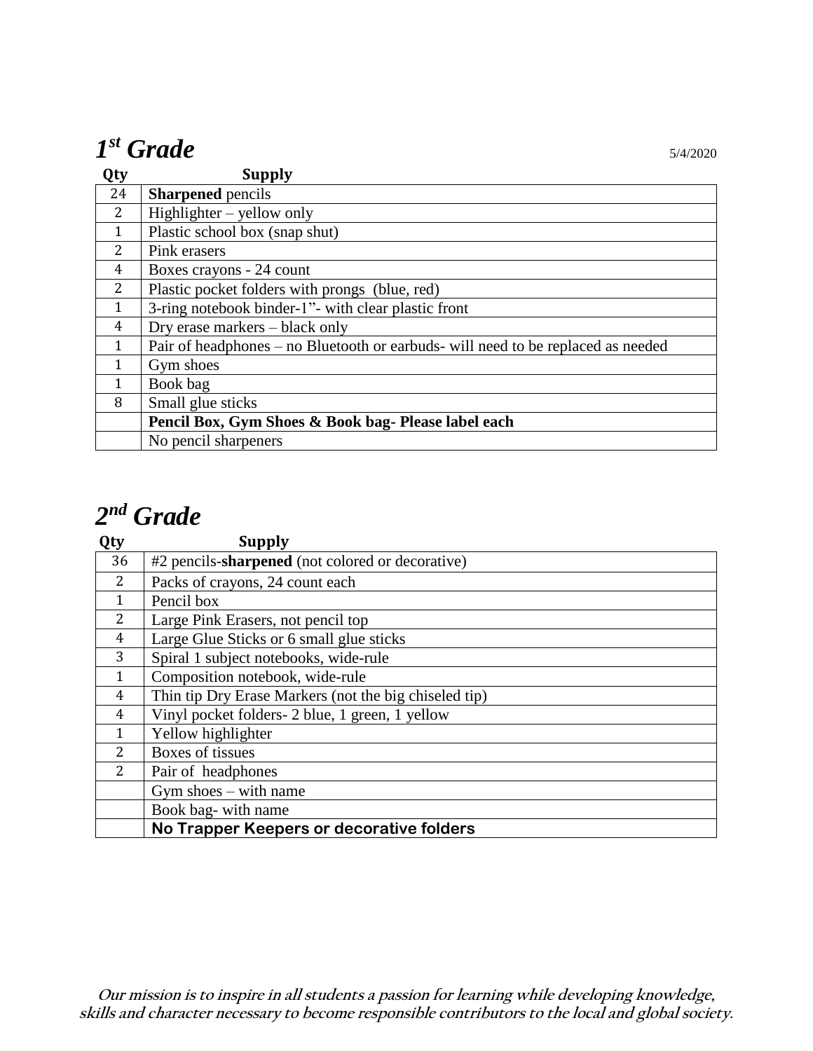## *1st Grade*

5/4/2020

| Qty | Supply |
|---|---|
| 24 | **Sharpened** pencils |
| 2 | Highlighter – yellow only |
| 1 | Plastic school box (snap shut) |
| 2 | Pink erasers |
| 4 | Boxes crayons - 24 count |
| 2 | Plastic pocket folders with prongs (blue, red) |
| 1 | 3-ring notebook binder-1”- with clear plastic front |
| 4 | Dry erase markers – black only |
| 1 | Pair of headphones – no Bluetooth or earbuds- will need to be replaced as needed |
| 1 | Gym shoes |
| 1 | Book bag |
| 8 | Small glue sticks |
| | **Pencil Box, Gym Shoes & Book bag- Please label each** |
| | No pencil sharpeners |

## *2nd Grade*

| Qty | Supply |
|---|---|
| 36 | #2 pencils-**sharpened** (not colored or decorative) |
| 2 | Packs of crayons, 24 count each |
| 1 | Pencil box |
| 2 | Large Pink Erasers, not pencil top |
| 4 | Large Glue Sticks or 6 small glue sticks |
| 3 | Spiral 1 subject notebooks, wide-rule |
| 1 | Composition notebook, wide-rule |
| 4 | Thin tip Dry Erase Markers (not the big chiseled tip) |
| 4 | Vinyl pocket folders- 2 blue, 1 green, 1 yellow |
| 1 | Yellow highlighter |
| 2 | Boxes of tissues |
| 2 | Pair of headphones |
| | Gym shoes – with name |
| | Book bag- with name |
| | **No Trapper Keepers or decorative folders** |

***Our mission is to inspire in all students a passion for learning while developing knowledge, skills and character necessary to become responsible contributors to the local and global society.***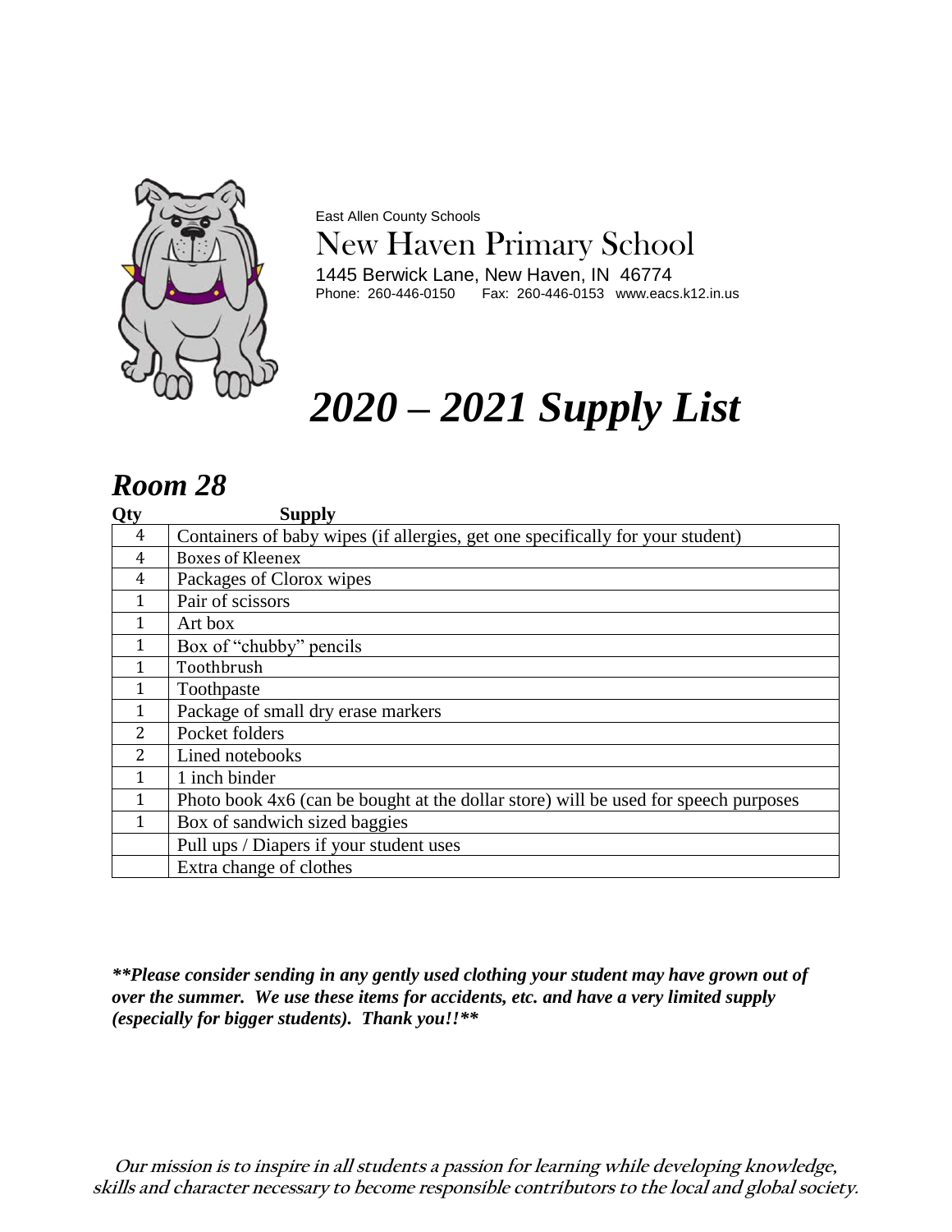East Allen County Schools

# New Haven Primary School

1445 Berwick Lane, New Haven, IN 46774
Phone: 260-446-0150 Fax: 260-446-0153 www.eacs.k12.in.us

# *2020 – 2021 Supply List*

## *Room 28*

| Qty | Supply |
|---|---|
| 4 | Containers of baby wipes (if allergies, get one specifically for your student) |
| 4 | Boxes of Kleenex |
| 4 | Packages of Clorox wipes |
| 1 | Pair of scissors |
| 1 | Art box |
| 1 | Box of "chubby" pencils |
| 1 | Toothbrush |
| 1 | Toothpaste |
| 1 | Package of small dry erase markers |
| 2 | Pocket folders |
| 2 | Lined notebooks |
| 1 | 1 inch binder |
| 1 | Photo book 4x6 (can be bought at the dollar store) will be used for speech purposes |
| 1 | Box of sandwich sized baggies |
| | Pull ups / Diapers if your student uses |
| | Extra change of clothes |

***\*\*Please consider sending in any gently used clothing your student may have grown out of over the summer. We use these items for accidents, etc. and have a very limited supply (especially for bigger students). Thank you!!\*\****

**Our mission is to inspire in all students a passion for learning while developing knowledge, skills and character necessary to become responsible contributors to the local and global society.**